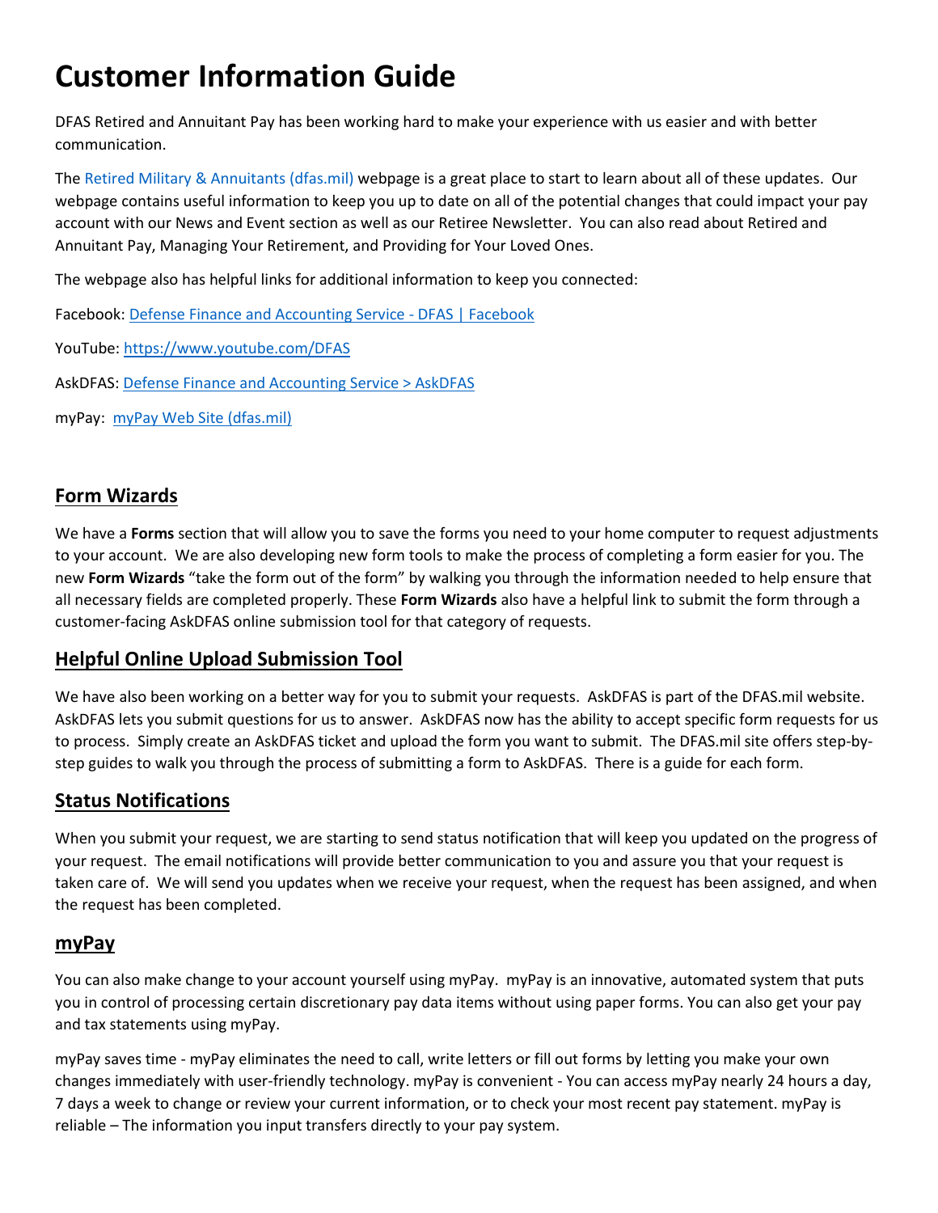# Customer Information Guide

DFAS Retired and Annuitant Pay has been working hard to make your experience with us easier and with better communication.

The Retired Military & Annuitants (dfas.mil) webpage is a great place to start to learn about all of these updates. Our webpage contains useful information to keep you up to date on all of the potential changes that could impact your pay account with our News and Event section as well as our Retiree Newsletter. You can also read about Retired and Annuitant Pay, Managing Your Retirement, and Providing for Your Loved Ones.

The webpage also has helpful links for additional information to keep you connected:

Facebook: Defense Finance and Accounting Service - DFAS | Facebook

YouTube: https://www.youtube.com/DFAS

AskDFAS: Defense Finance and Accounting Service > AskDFAS

myPay: myPay Web Site (dfas.mil)

## Form Wizards

We have a **Forms** section that will allow you to save the forms you need to your home computer to request adjustments to your account. We are also developing new form tools to make the process of completing a form easier for you. The new **Form Wizards** "take the form out of the form" by walking you through the information needed to help ensure that all necessary fields are completed properly. These **Form Wizards** also have a helpful link to submit the form through a customer-facing AskDFAS online submission tool for that category of requests.

## Helpful Online Upload Submission Tool

We have also been working on a better way for you to submit your requests. AskDFAS is part of the DFAS.mil website. AskDFAS lets you submit questions for us to answer. AskDFAS now has the ability to accept specific form requests for us to process. Simply create an AskDFAS ticket and upload the form you want to submit. The DFAS.mil site offers step-by-step guides to walk you through the process of submitting a form to AskDFAS. There is a guide for each form.

## Status Notifications

When you submit your request, we are starting to send status notification that will keep you updated on the progress of your request. The email notifications will provide better communication to you and assure you that your request is taken care of. We will send you updates when we receive your request, when the request has been assigned, and when the request has been completed.

## myPay

You can also make change to your account yourself using myPay. myPay is an innovative, automated system that puts you in control of processing certain discretionary pay data items without using paper forms. You can also get your pay and tax statements using myPay.

myPay saves time - myPay eliminates the need to call, write letters or fill out forms by letting you make your own changes immediately with user-friendly technology. myPay is convenient - You can access myPay nearly 24 hours a day, 7 days a week to change or review your current information, or to check your most recent pay statement. myPay is reliable – The information you input transfers directly to your pay system.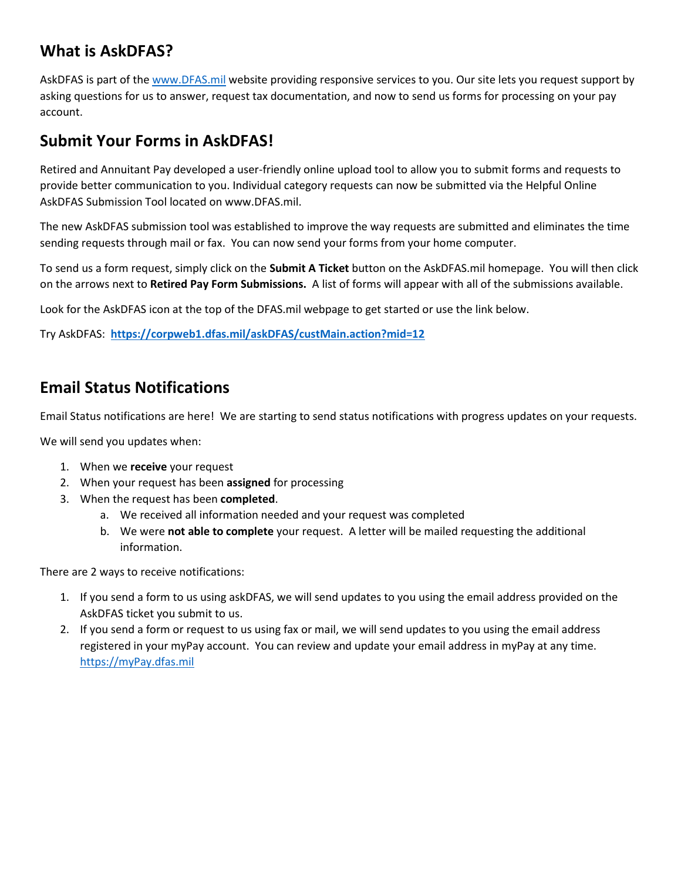## What is AskDFAS?

AskDFAS is part of the [www.DFAS.mil](http://www.DFAS.mil) website providing responsive services to you. Our site lets you request support by asking questions for us to answer, request tax documentation, and now to send us forms for processing on your pay account.

## Submit Your Forms in AskDFAS!

Retired and Annuitant Pay developed a user-friendly online upload tool to allow you to submit forms and requests to provide better communication to you. Individual category requests can now be submitted via the Helpful Online AskDFAS Submission Tool located on www.DFAS.mil.

The new AskDFAS submission tool was established to improve the way requests are submitted and eliminates the time sending requests through mail or fax. You can now send your forms from your home computer.

To send us a form request, simply click on the **Submit A Ticket** button on the AskDFAS.mil homepage. You will then click on the arrows next to **Retired Pay Form Submissions.** A list of forms will appear with all of the submissions available.

Look for the AskDFAS icon at the top of the DFAS.mil webpage to get started or use the link below.

Try AskDFAS: **[https://corpweb1.dfas.mil/askDFAS/custMain.action?mid=12](https://corpweb1.dfas.mil/askDFAS/custMain.action?mid=12)**

## Email Status Notifications

Email Status notifications are here! We are starting to send status notifications with progress updates on your requests.

We will send you updates when:

1. When we **receive** your request
2. When your request has been **assigned** for processing
3. When the request has been **completed**.
   a. We received all information needed and your request was completed
   b. We were **not able to complete** your request. A letter will be mailed requesting the additional information.

There are 2 ways to receive notifications:

1. If you send a form to us using askDFAS, we will send updates to you using the email address provided on the AskDFAS ticket you submit to us.
2. If you send a form or request to us using fax or mail, we will send updates to you using the email address registered in your myPay account. You can review and update your email address in myPay at any time. [https://myPay.dfas.mil](https://myPay.dfas.mil)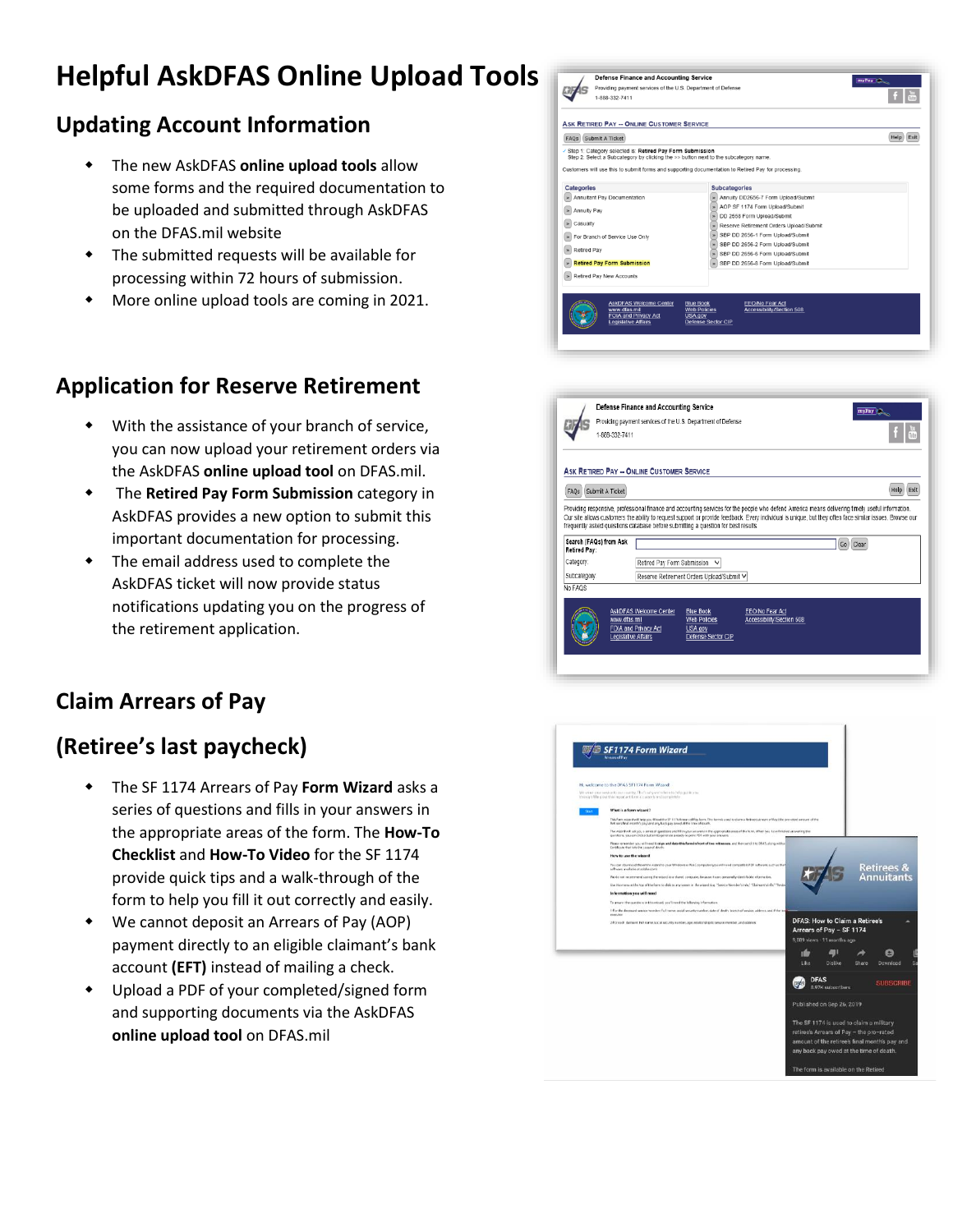# Helpful AskDFAS Online Upload Tools

## Updating Account Information

- The new AskDFAS **online upload tools** allow some forms and the required documentation to be uploaded and submitted through AskDFAS on the DFAS.mil website
- The submitted requests will be available for processing within 72 hours of submission.
- More online upload tools are coming in 2021.

## Application for Reserve Retirement

- With the assistance of your branch of service, you can now upload your retirement orders via the AskDFAS **online upload tool** on DFAS.mil.
- The **Retired Pay Form Submission** category in AskDFAS provides a new option to submit this important documentation for processing.
- The email address used to complete the AskDFAS ticket will now provide status notifications updating you on the progress of the retirement application.

## Claim Arrears of Pay

## (Retiree's last paycheck)

- The SF 1174 Arrears of Pay **Form Wizard** asks a series of questions and fills in your answers in the appropriate areas of the form. The **How-To Checklist** and **How-To Video** for the SF 1174 provide quick tips and a walk-through of the form to help you fill it out correctly and easily.
- We cannot deposit an Arrears of Pay (AOP) payment directly to an eligible claimant's bank account **(EFT)** instead of mailing a check.
- Upload a PDF of your completed/signed form and supporting documents via the AskDFAS **online upload tool** on DFAS.mil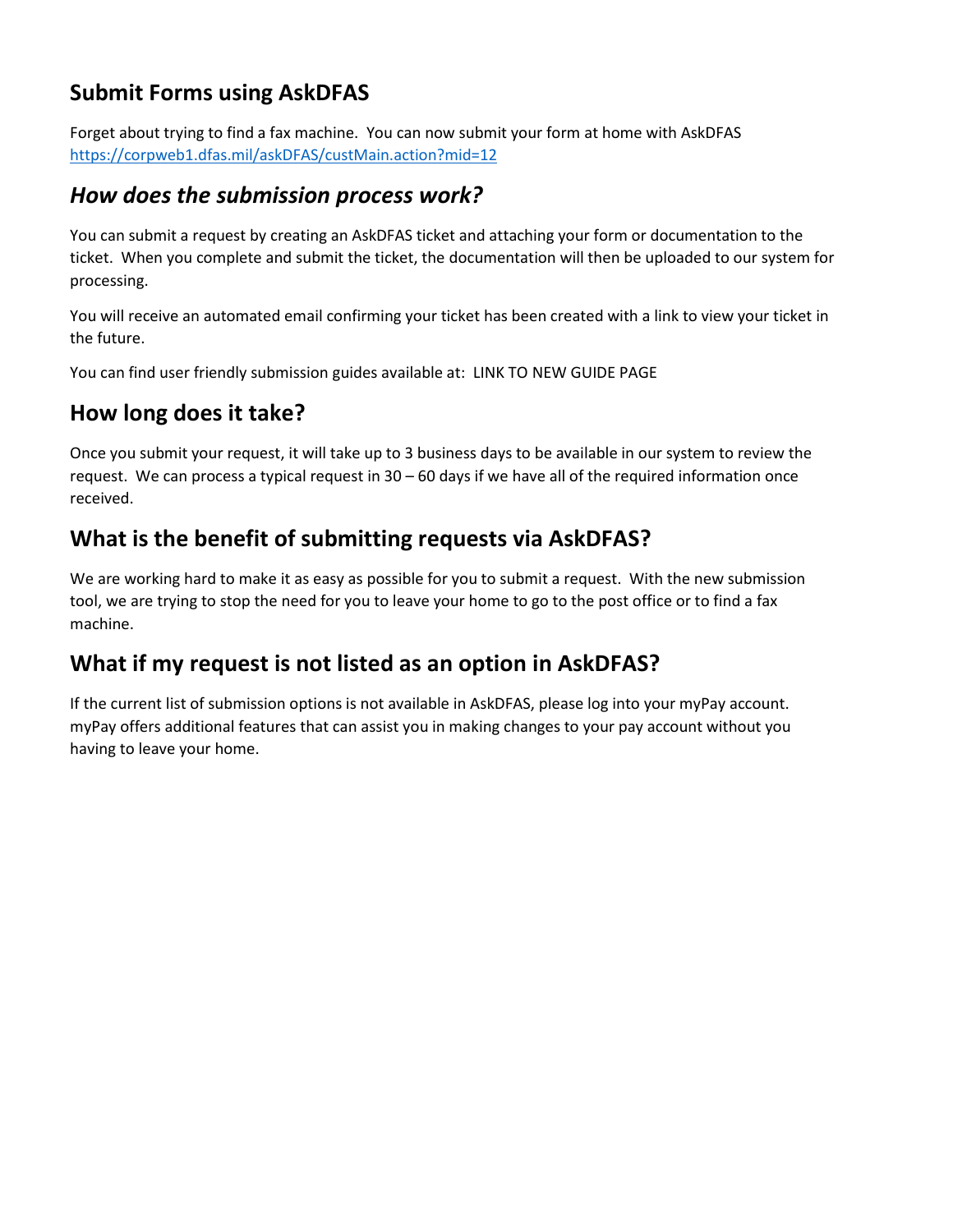## Submit Forms using AskDFAS

Forget about trying to find a fax machine. You can now submit your form at home with AskDFAS https://corpweb1.dfas.mil/askDFAS/custMain.action?mid=12

## *How does the submission process work?*

You can submit a request by creating an AskDFAS ticket and attaching your form or documentation to the ticket. When you complete and submit the ticket, the documentation will then be uploaded to our system for processing.

You will receive an automated email confirming your ticket has been created with a link to view your ticket in the future.

You can find user friendly submission guides available at: LINK TO NEW GUIDE PAGE

## How long does it take?

Once you submit your request, it will take up to 3 business days to be available in our system to review the request. We can process a typical request in 30 – 60 days if we have all of the required information once received.

## What is the benefit of submitting requests via AskDFAS?

We are working hard to make it as easy as possible for you to submit a request. With the new submission tool, we are trying to stop the need for you to leave your home to go to the post office or to find a fax machine.

## What if my request is not listed as an option in AskDFAS?

If the current list of submission options is not available in AskDFAS, please log into your myPay account. myPay offers additional features that can assist you in making changes to your pay account without you having to leave your home.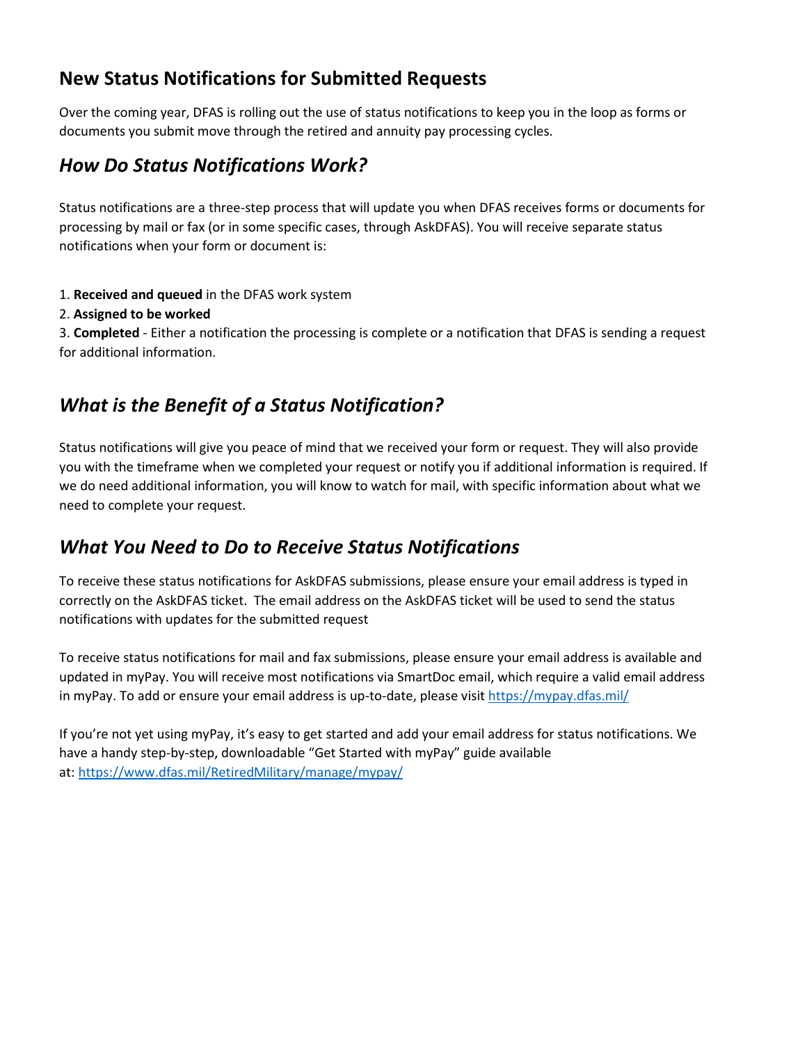## New Status Notifications for Submitted Requests

Over the coming year, DFAS is rolling out the use of status notifications to keep you in the loop as forms or documents you submit move through the retired and annuity pay processing cycles.

### *How Do Status Notifications Work?*

Status notifications are a three-step process that will update you when DFAS receives forms or documents for processing by mail or fax (or in some specific cases, through AskDFAS). You will receive separate status notifications when your form or document is:

1. **Received and queued** in the DFAS work system
2. **Assigned to be worked**
3. **Completed** - Either a notification the processing is complete or a notification that DFAS is sending a request for additional information.

### *What is the Benefit of a Status Notification?*

Status notifications will give you peace of mind that we received your form or request. They will also provide you with the timeframe when we completed your request or notify you if additional information is required. If we do need additional information, you will know to watch for mail, with specific information about what we need to complete your request.

### *What You Need to Do to Receive Status Notifications*

To receive these status notifications for AskDFAS submissions, please ensure your email address is typed in correctly on the AskDFAS ticket. The email address on the AskDFAS ticket will be used to send the status notifications with updates for the submitted request

To receive status notifications for mail and fax submissions, please ensure your email address is available and updated in myPay. You will receive most notifications via SmartDoc email, which require a valid email address in myPay. To add or ensure your email address is up-to-date, please visit https://mypay.dfas.mil/

If you're not yet using myPay, it's easy to get started and add your email address for status notifications. We have a handy step-by-step, downloadable "Get Started with myPay" guide available at: https://www.dfas.mil/RetiredMilitary/manage/mypay/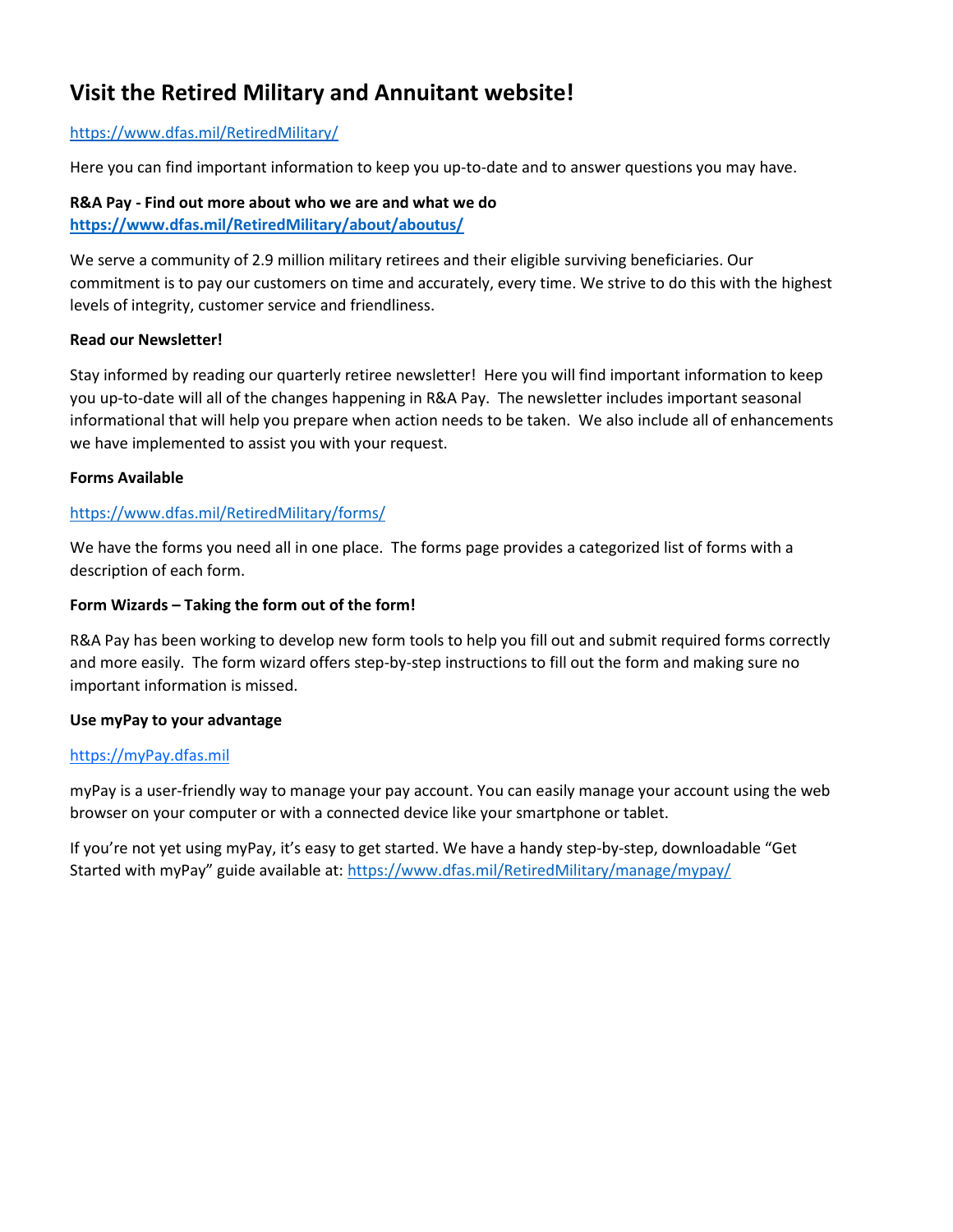# Visit the Retired Military and Annuitant website!

https://www.dfas.mil/RetiredMilitary/

Here you can find important information to keep you up-to-date and to answer questions you may have.

**R&A Pay - Find out more about who we are and what we do**
**https://www.dfas.mil/RetiredMilitary/about/aboutus/**

We serve a community of 2.9 million military retirees and their eligible surviving beneficiaries. Our commitment is to pay our customers on time and accurately, every time. We strive to do this with the highest levels of integrity, customer service and friendliness.

**Read our Newsletter!**

Stay informed by reading our quarterly retiree newsletter! Here you will find important information to keep you up-to-date will all of the changes happening in R&A Pay. The newsletter includes important seasonal informational that will help you prepare when action needs to be taken. We also include all of enhancements we have implemented to assist you with your request.

**Forms Available**

https://www.dfas.mil/RetiredMilitary/forms/

We have the forms you need all in one place. The forms page provides a categorized list of forms with a description of each form.

**Form Wizards – Taking the form out of the form!**

R&A Pay has been working to develop new form tools to help you fill out and submit required forms correctly and more easily. The form wizard offers step-by-step instructions to fill out the form and making sure no important information is missed.

**Use myPay to your advantage**

https://myPay.dfas.mil

myPay is a user-friendly way to manage your pay account. You can easily manage your account using the web browser on your computer or with a connected device like your smartphone or tablet.

If you're not yet using myPay, it's easy to get started. We have a handy step-by-step, downloadable "Get Started with myPay" guide available at: https://www.dfas.mil/RetiredMilitary/manage/mypay/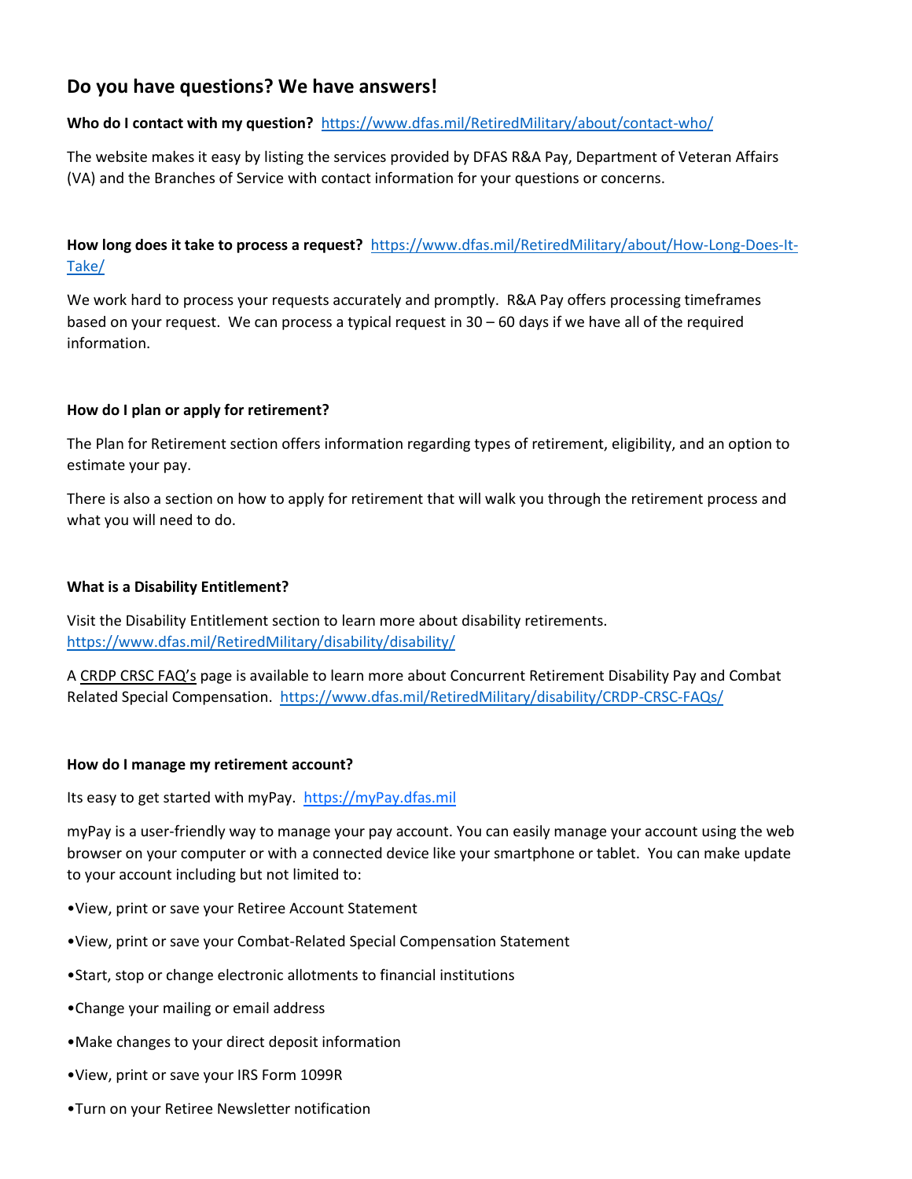## Do you have questions? We have answers!

**Who do I contact with my question?** https://www.dfas.mil/RetiredMilitary/about/contact-who/

The website makes it easy by listing the services provided by DFAS R&A Pay, Department of Veteran Affairs (VA) and the Branches of Service with contact information for your questions or concerns.

**How long does it take to process a request?** https://www.dfas.mil/RetiredMilitary/about/How-Long-Does-It-Take/

We work hard to process your requests accurately and promptly. R&A Pay offers processing timeframes based on your request. We can process a typical request in 30 – 60 days if we have all of the required information.

**How do I plan or apply for retirement?**

The Plan for Retirement section offers information regarding types of retirement, eligibility, and an option to estimate your pay.

There is also a section on how to apply for retirement that will walk you through the retirement process and what you will need to do.

**What is a Disability Entitlement?**

Visit the Disability Entitlement section to learn more about disability retirements. https://www.dfas.mil/RetiredMilitary/disability/disability/

A CRDP CRSC FAQ's page is available to learn more about Concurrent Retirement Disability Pay and Combat Related Special Compensation. https://www.dfas.mil/RetiredMilitary/disability/CRDP-CRSC-FAQs/

**How do I manage my retirement account?**

Its easy to get started with myPay. https://myPay.dfas.mil

myPay is a user-friendly way to manage your pay account. You can easily manage your account using the web browser on your computer or with a connected device like your smartphone or tablet. You can make update to your account including but not limited to:

- View, print or save your Retiree Account Statement
- View, print or save your Combat-Related Special Compensation Statement
- Start, stop or change electronic allotments to financial institutions
- Change your mailing or email address
- Make changes to your direct deposit information
- View, print or save your IRS Form 1099R
- Turn on your Retiree Newsletter notification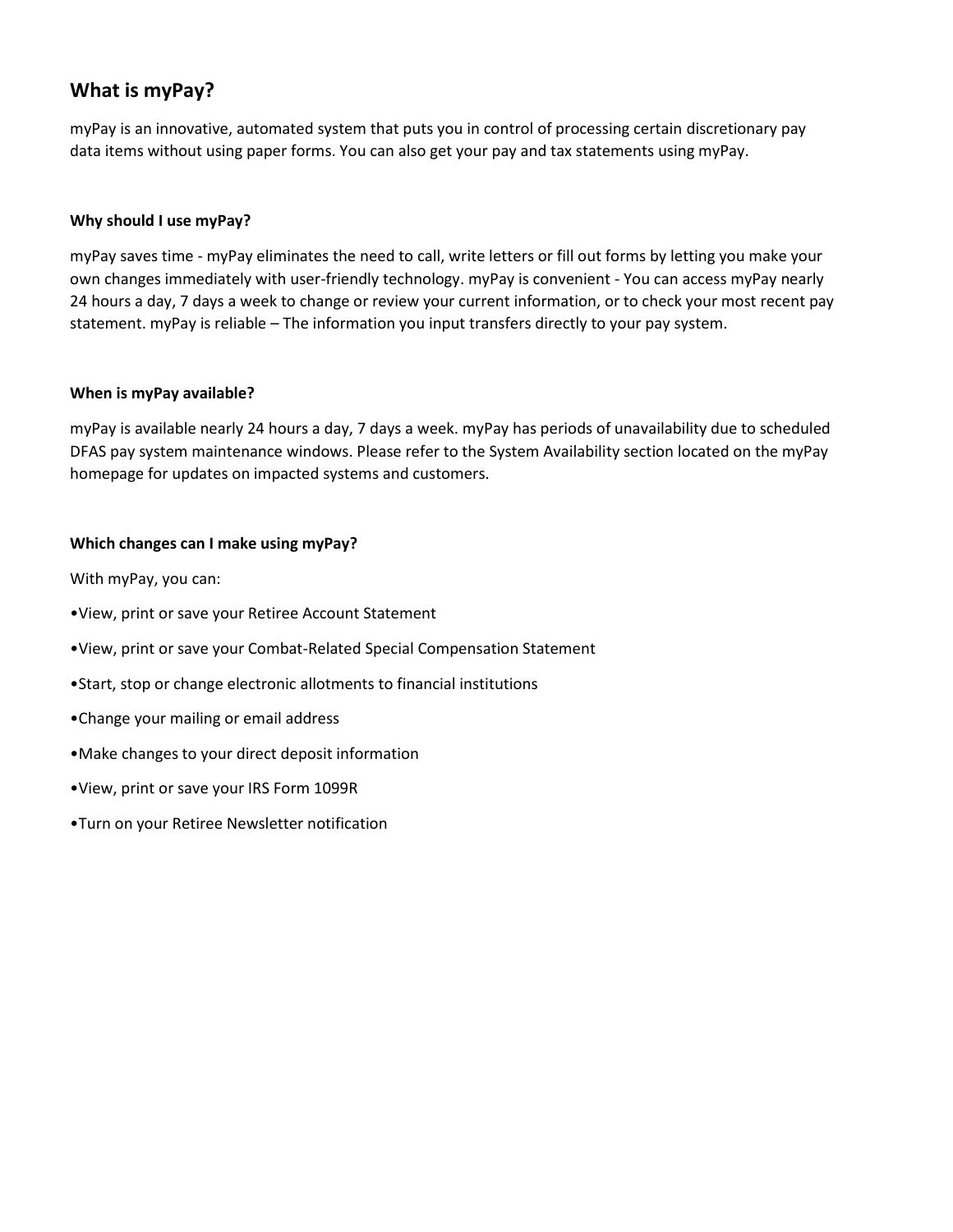## What is myPay?

myPay is an innovative, automated system that puts you in control of processing certain discretionary pay data items without using paper forms. You can also get your pay and tax statements using myPay.

### Why should I use myPay?

myPay saves time - myPay eliminates the need to call, write letters or fill out forms by letting you make your own changes immediately with user-friendly technology. myPay is convenient - You can access myPay nearly 24 hours a day, 7 days a week to change or review your current information, or to check your most recent pay statement. myPay is reliable – The information you input transfers directly to your pay system.

### When is myPay available?

myPay is available nearly 24 hours a day, 7 days a week. myPay has periods of unavailability due to scheduled DFAS pay system maintenance windows. Please refer to the System Availability section located on the myPay homepage for updates on impacted systems and customers.

### Which changes can I make using myPay?

With myPay, you can:

- View, print or save your Retiree Account Statement
- View, print or save your Combat-Related Special Compensation Statement
- Start, stop or change electronic allotments to financial institutions
- Change your mailing or email address
- Make changes to your direct deposit information
- View, print or save your IRS Form 1099R
- Turn on your Retiree Newsletter notification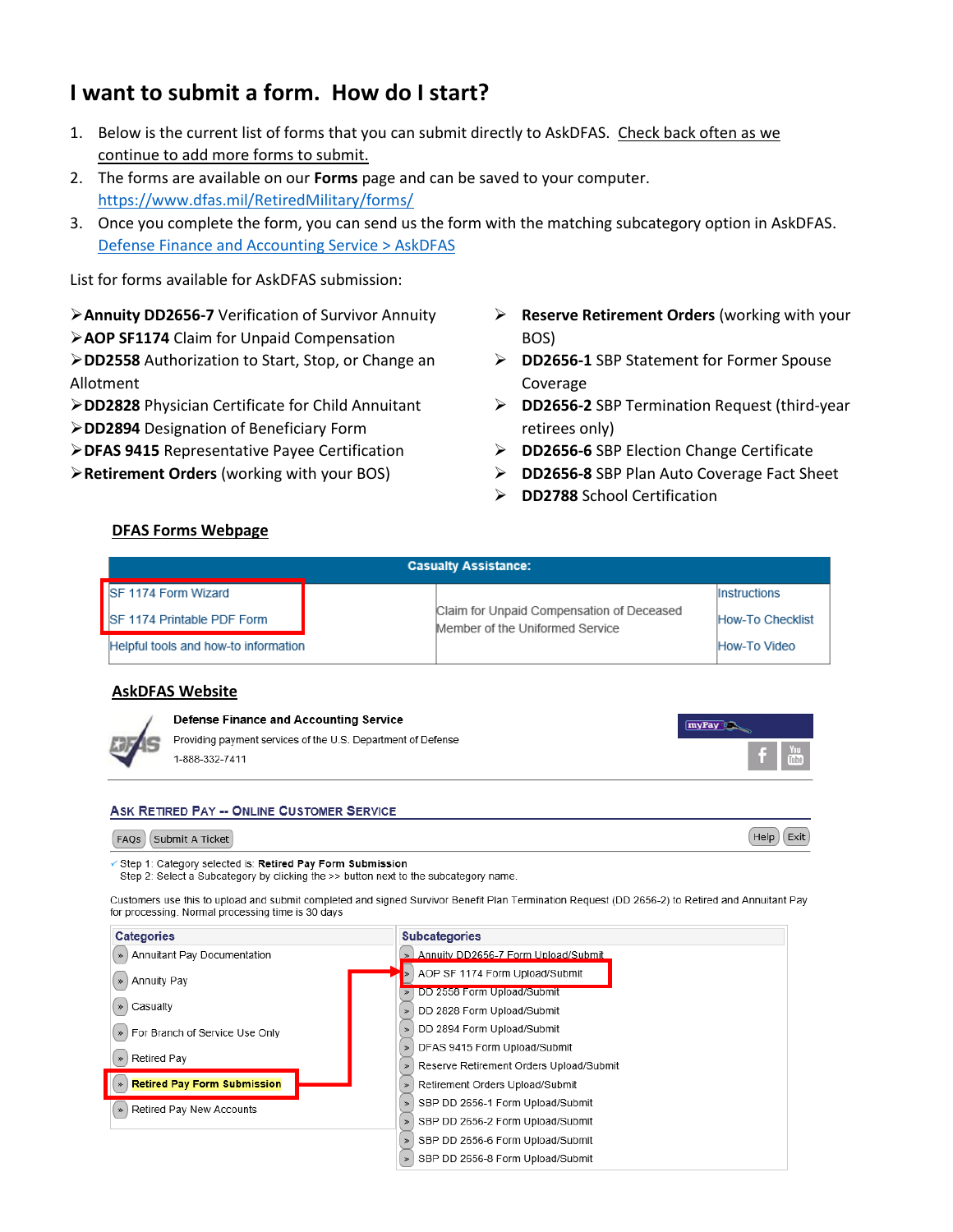# I want to submit a form. How do I start?

1. Below is the current list of forms that you can submit directly to AskDFAS. Check back often as we continue to add more forms to submit.
2. The forms are available on our **Forms** page and can be saved to your computer. https://www.dfas.mil/RetiredMilitary/forms/
3. Once you complete the form, you can send us the form with the matching subcategory option in AskDFAS. Defense Finance and Accounting Service > AskDFAS

List for forms available for AskDFAS submission:

- **Annuity DD2656-7** Verification of Survivor Annuity
- **AOP SF1174** Claim for Unpaid Compensation
- **DD2558** Authorization to Start, Stop, or Change an Allotment
- **DD2828** Physician Certificate for Child Annuitant
- **DD2894** Designation of Beneficiary Form
- **DFAS 9415** Representative Payee Certification
- **Retirement Orders** (working with your BOS)
- **Reserve Retirement Orders** (working with your BOS)
- **DD2656-1** SBP Statement for Former Spouse Coverage
- **DD2656-2** SBP Termination Request (third-year retirees only)
- **DD2656-6** SBP Election Change Certificate
- **DD2656-8** SBP Plan Auto Coverage Fact Sheet
- **DD2788** School Certification

**DFAS Forms Webpage**

| Casualty Assistance: | | |
|---|---|---|
| SF 1174 Form Wizard<br>SF 1174 Printable PDF Form<br>Helpful tools and how-to information | Claim for Unpaid Compensation of Deceased Member of the Uniformed Service | Instructions<br>How-To Checklist<br>How-To Video |

**AskDFAS Website**

Defense Finance and Accounting Service
Providing payment services of the U.S. Department of Defense
1-888-332-7411

ASK RETIRED PAY -- ONLINE CUSTOMER SERVICE

FAQs | Submit A Ticket | Help | Exit

✓ Step 1: Category selected is: **Retired Pay Form Submission**
Step 2: Select a Subcategory by clicking the >> button next to the subcategory name.

Customers use this to upload and submit completed and signed Survivor Benefit Plan Termination Request (DD 2656-2) to Retired and Annuitant Pay for processing. Normal processing time is 30 days

| Categories | Subcategories |
|---|---|
| Annuitant Pay Documentation | Annuity DD2656-7 Form Upload/Submit |
| Annuity Pay | AOP SF 1174 Form Upload/Submit |
| Casualty | DD 2558 Form Upload/Submit |
| For Branch of Service Use Only | DD 2828 Form Upload/Submit |
| Retired Pay | DD 2894 Form Upload/Submit |
| **Retired Pay Form Submission** | DFAS 9415 Form Upload/Submit |
| Retired Pay New Accounts | Reserve Retirement Orders Upload/Submit |
| | Retirement Orders Upload/Submit |
| | SBP DD 2656-1 Form Upload/Submit |
| | SBP DD 2656-2 Form Upload/Submit |
| | SBP DD 2656-6 Form Upload/Submit |
| | SBP DD 2656-8 Form Upload/Submit |